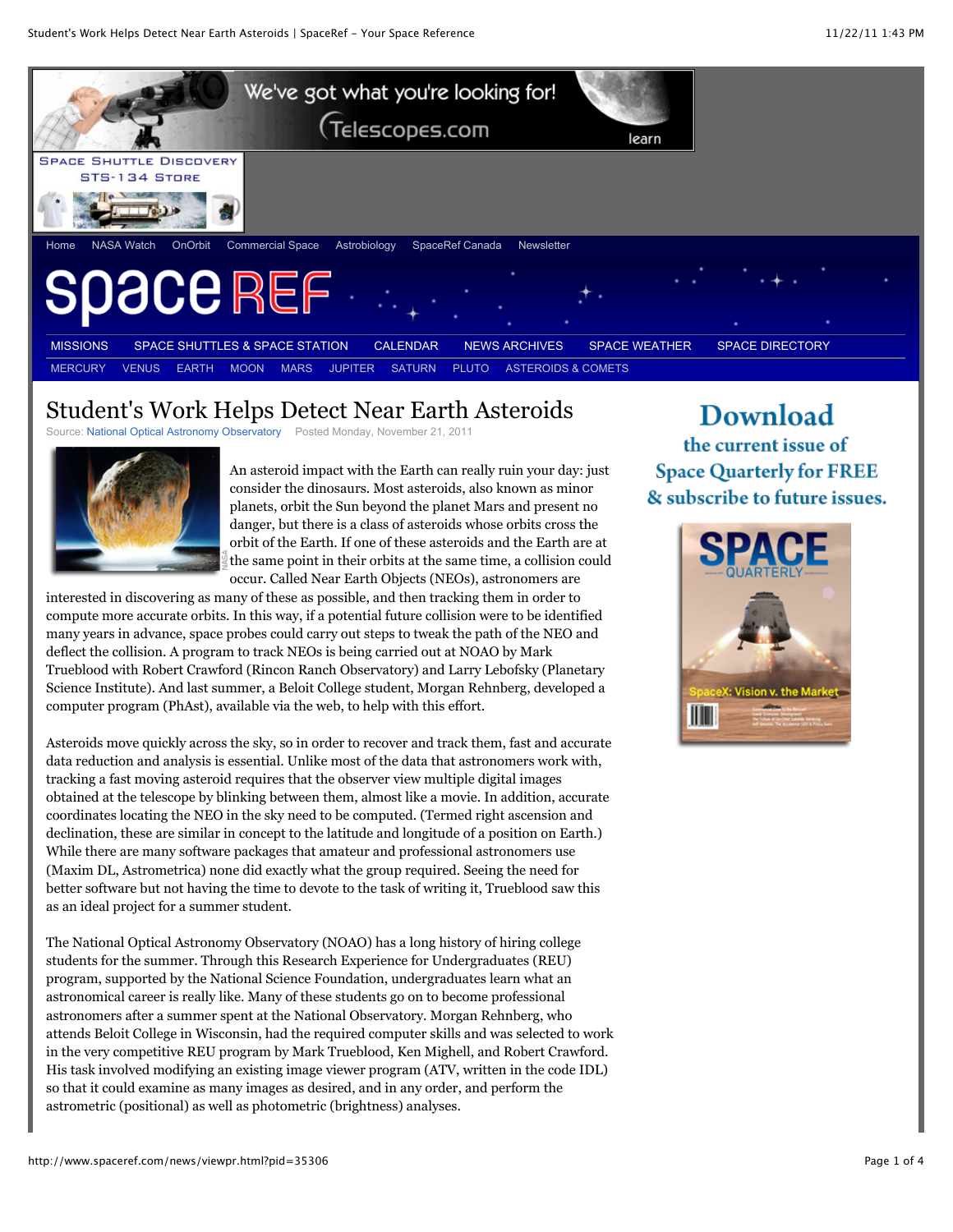# Student's Work Helps Detect Near Earth Asteroids

Source: National Optical Astronomy Observatory    Posted Monday, November 21, 2011

An asteroid impact with the Earth can really ruin your day: just consider the dinosaurs. Most asteroids, also known as minor planets, orbit the Sun beyond the planet Mars and present no danger, but there is a class of asteroids whose orbits cross the orbit of the Earth. If one of these asteroids and the Earth are at the same point in their orbits at the same time, a collision could occur. Called Near Earth Objects (NEOs), astronomers are interested in discovering as many of these as possible, and then tracking them in order to compute more accurate orbits. In this way, if a potential future collision were to be identified many years in advance, space probes could carry out steps to tweak the path of the NEO and deflect the collision. A program to track NEOs is being carried out at NOAO by Mark Trueblood with Robert Crawford (Rincon Ranch Observatory) and Larry Lebofsky (Planetary Science Institute). And last summer, a Beloit College student, Morgan Rehnberg, developed a computer program (PhAst), available via the web, to help with this effort.

Asteroids move quickly across the sky, so in order to recover and track them, fast and accurate data reduction and analysis is essential. Unlike most of the data that astronomers work with, tracking a fast moving asteroid requires that the observer view multiple digital images obtained at the telescope by blinking between them, almost like a movie. In addition, accurate coordinates locating the NEO in the sky need to be computed. (Termed right ascension and declination, these are similar in concept to the latitude and longitude of a position on Earth.) While there are many software packages that amateur and professional astronomers use (Maxim DL, Astrometrica) none did exactly what the group required. Seeing the need for better software but not having the time to devote to the task of writing it, Trueblood saw this as an ideal project for a summer student.

The National Optical Astronomy Observatory (NOAO) has a long history of hiring college students for the summer. Through this Research Experience for Undergraduates (REU) program, supported by the National Science Foundation, undergraduates learn what an astronomical career is really like. Many of these students go on to become professional astronomers after a summer spent at the National Observatory. Morgan Rehnberg, who attends Beloit College in Wisconsin, had the required computer skills and was selected to work in the very competitive REU program by Mark Trueblood, Ken Mighell, and Robert Crawford. His task involved modifying an existing image viewer program (ATV, written in the code IDL) so that it could examine as many images as desired, and in any order, and perform the astrometric (positional) as well as photometric (brightness) analyses.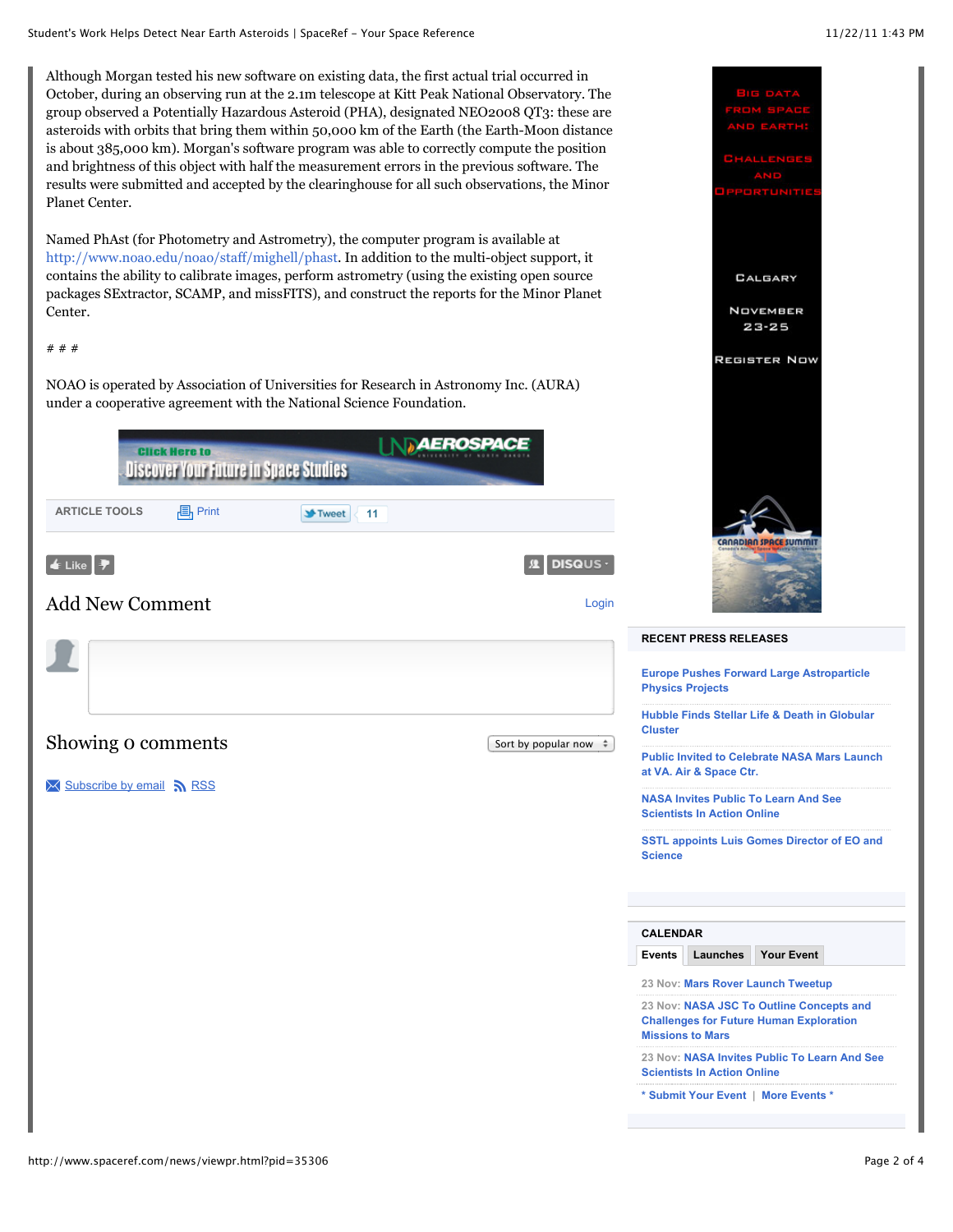Although Morgan tested his new software on existing data, the first actual trial occurred in October, during an observing run at the 2.1m telescope at Kitt Peak National Observatory. The group observed a Potentially Hazardous Asteroid (PHA), designated NEO2008 QT3: these are asteroids with orbits that bring them within 50,000 km of the Earth (the Earth-Moon distance is about 385,000 km). Morgan's software program was able to correctly compute the position and brightness of this object with half the measurement errors in the previous software. The results were submitted and accepted by the clearinghouse for all such observations, the Minor Planet Center.

Named PhAst (for Photometry and Astrometry), the computer program is available at http://www.noao.edu/noao/staff/mighell/phast. In addition to the multi-object support, it contains the ability to calibrate images, perform astrometry (using the existing open source packages SExtractor, SCAMP, and missFITS), and construct the reports for the Minor Planet Center.

# # #

NOAO is operated by Association of Universities for Research in Astronomy Inc. (AURA) under a cooperative agreement with the National Science Foundation.

Click Here to Discover Your Future in Space Studies — UND AEROSPACE University of North Dakota

ARTICLE TOOLS Print Tweet 11

Like

DISQUS

## Add New Comment

Login

## Showing 0 comments

Sort by popular now

Subscribe by email RSS

Big Data from Space and Earth: Challenges and Opportunities

Calgary

November 23-25

Register Now

Canadian Space Summit

### RECENT PRESS RELEASES

- Europe Pushes Forward Large Astroparticle Physics Projects
- Hubble Finds Stellar Life & Death in Globular Cluster
- Public Invited to Celebrate NASA Mars Launch at VA. Air & Space Ctr.
- NASA Invites Public To Learn And See Scientists In Action Online
- SSTL appoints Luis Gomes Director of EO and Science

### CALENDAR

Events | Launches | Your Event

- 23 Nov: Mars Rover Launch Tweetup
- 23 Nov: NASA JSC To Outline Concepts and Challenges for Future Human Exploration Missions to Mars
- 23 Nov: NASA Invites Public To Learn And See Scientists In Action Online

* Submit Your Event | More Events *